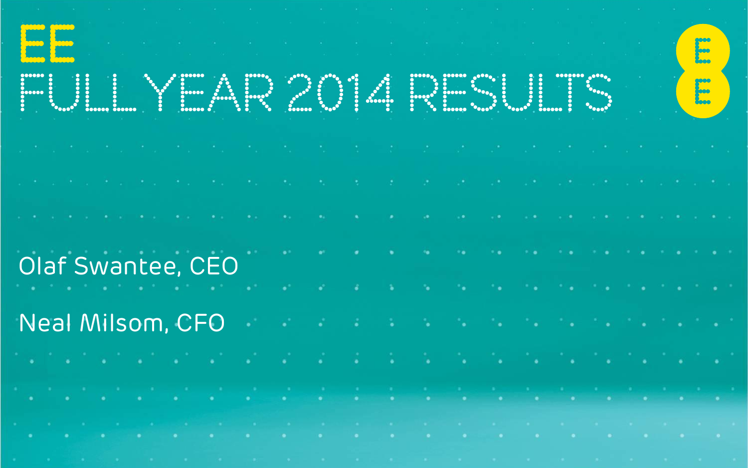EE

# FULL YEAR 2014 RESULTS

Olaf Swantee, CEO

Neal Milsom, CFO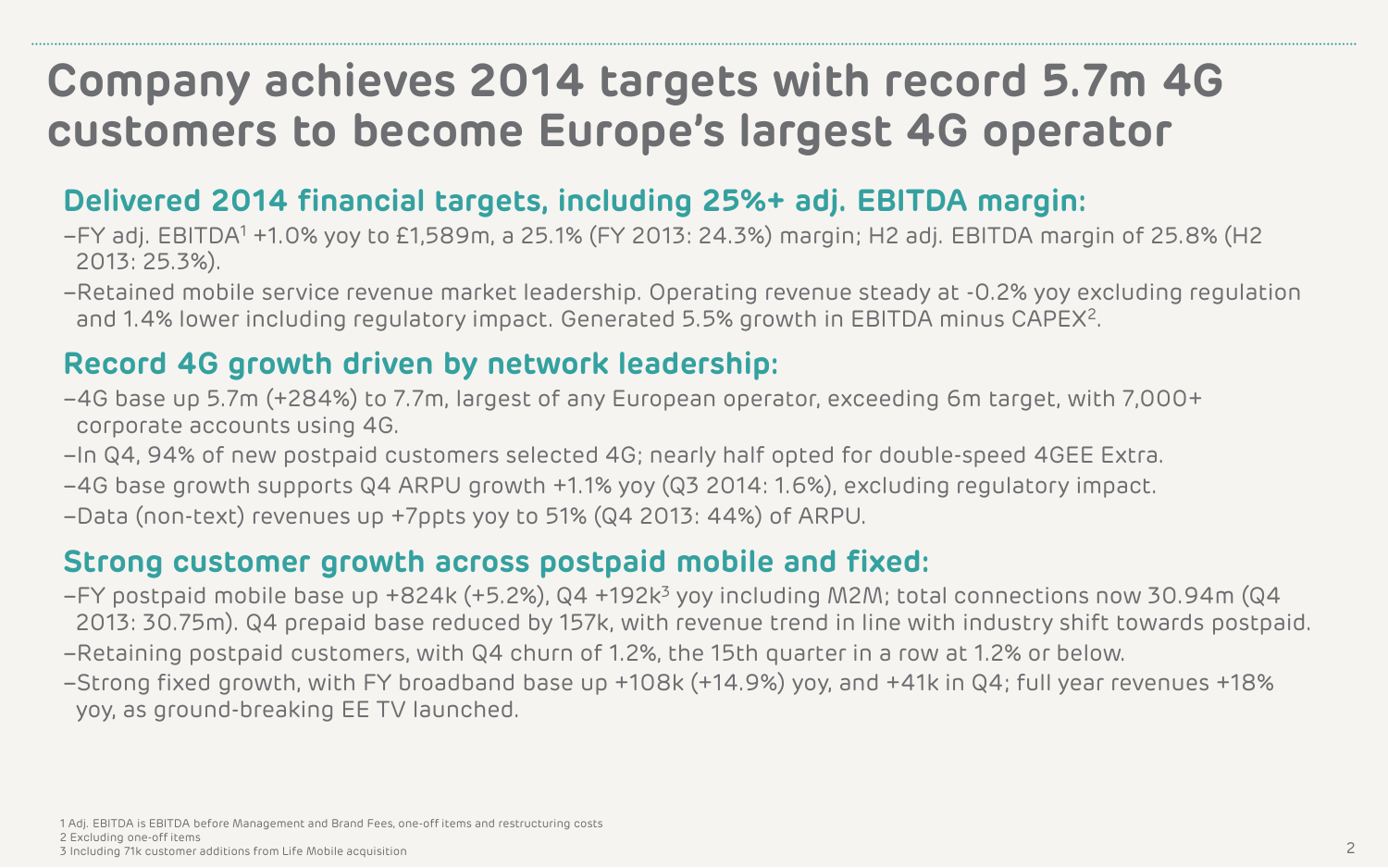# Company achieves 2014 targets with record 5.7m 4G customers to become Europe's largest 4G operator

## Delivered 2014 financial targets, including 25%+ adj. EBITDA margin:

- FY adj. EBITDA[1] +1.0% yoy to £1,589m, a 25.1% (FY 2013: 24.3%) margin; H2 adj. EBITDA margin of 25.8% (H2 2013: 25.3%).
- Retained mobile service revenue market leadership. Operating revenue steady at -0.2% yoy excluding regulation and 1.4% lower including regulatory impact. Generated 5.5% growth in EBITDA minus CAPEX[2].

## Record 4G growth driven by network leadership:

- 4G base up 5.7m (+284%) to 7.7m, largest of any European operator, exceeding 6m target, with 7,000+ corporate accounts using 4G.
- In Q4, 94% of new postpaid customers selected 4G; nearly half opted for double-speed 4GEE Extra.
- 4G base growth supports Q4 ARPU growth +1.1% yoy (Q3 2014: 1.6%), excluding regulatory impact.
- Data (non-text) revenues up +7ppts yoy to 51% (Q4 2013: 44%) of ARPU.

## Strong customer growth across postpaid mobile and fixed:

- FY postpaid mobile base up +824k (+5.2%), Q4 +192k[3] yoy including M2M; total connections now 30.94m (Q4 2013: 30.75m). Q4 prepaid base reduced by 157k, with revenue trend in line with industry shift towards postpaid.
- Retaining postpaid customers, with Q4 churn of 1.2%, the 15th quarter in a row at 1.2% or below.
- Strong fixed growth, with FY broadband base up +108k (+14.9%) yoy, and +41k in Q4; full year revenues +18% yoy, as ground-breaking EE TV launched.

1 Adj. EBITDA is EBITDA before Management and Brand Fees, one-off items and restructuring costs
2 Excluding one-off items
3 Including 71k customer additions from Life Mobile acquisition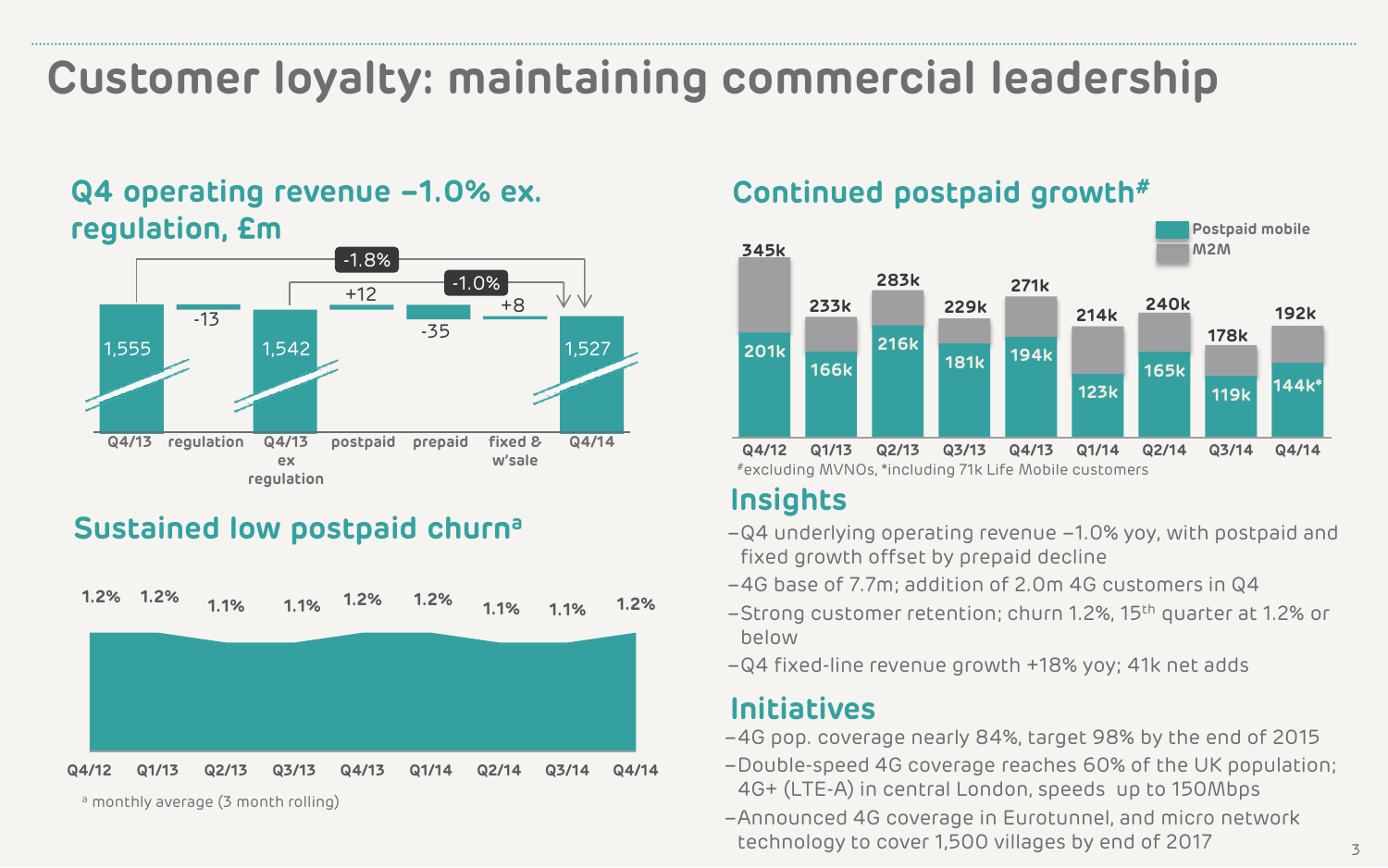# Customer loyalty: maintaining commercial leadership

## Q4 operating revenue –1.0% ex. regulation, £m

| | Q4/13 | regulation | Q4/13 ex regulation | postpaid | prepaid | fixed & w'sale | Q4/14 |
|---|---|---|---|---|---|---|---|
| £m | 1,555 | -13 | 1,542 | +12 | -35 | +8 | 1,527 |

-1.8% (Q4/13 to Q4/14); -1.0% (Q4/13 ex regulation to Q4/14)

## Continued postpaid growth#

| | Q4/12 | Q1/13 | Q2/13 | Q3/13 | Q4/13 | Q1/14 | Q2/14 | Q3/14 | Q4/14 |
|---|---|---|---|---|---|---|---|---|---|
| Total (Postpaid mobile + M2M) | 345k | 233k | 283k | 229k | 271k | 214k | 240k | 178k | 192k |
| Postpaid mobile | 201k | 166k | 216k | 181k | 194k | 123k | 165k | 119k | 144k* |

#excluding MVNOs, *including 71k Life Mobile customers

## Sustained low postpaid churn[a]

| Q4/12 | Q1/13 | Q2/13 | Q3/13 | Q4/13 | Q1/14 | Q2/14 | Q3/14 | Q4/14 |
|---|---|---|---|---|---|---|---|---|
| 1.2% | 1.2% | 1.1% | 1.1% | 1.2% | 1.2% | 1.1% | 1.1% | 1.2% |

[a] monthly average (3 month rolling)

## Insights

- Q4 underlying operating revenue –1.0% yoy, with postpaid and fixed growth offset by prepaid decline
- 4G base of 7.7m; addition of 2.0m 4G customers in Q4
- Strong customer retention; churn 1.2%, 15th quarter at 1.2% or below
- Q4 fixed-line revenue growth +18% yoy; 41k net adds

## Initiatives

- 4G pop. coverage nearly 84%, target 98% by the end of 2015
- Double-speed 4G coverage reaches 60% of the UK population; 4G+ (LTE-A) in central London, speeds up to 150Mbps
- Announced 4G coverage in Eurotunnel, and micro network technology to cover 1,500 villages by end of 2017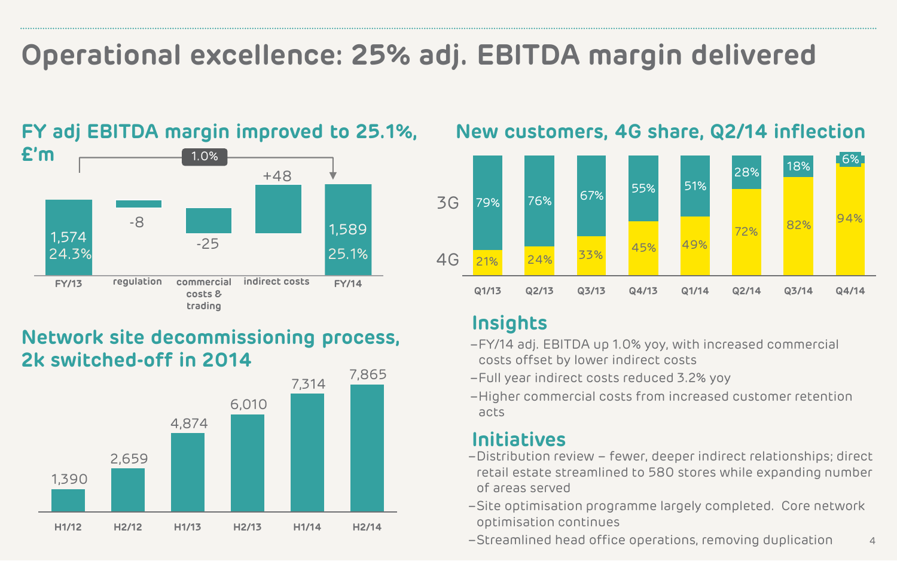# Operational excellence: 25% adj. EBITDA margin delivered

## FY adj EBITDA margin improved to 25.1%, £'m

| | FY/13 | regulation | commercial costs & trading | indirect costs | FY/14 |
|---|---|---|---|---|---|
| Value | 1,574 | -8 | -25 | +48 | 1,589 |
| Margin | 24.3% | | | | 25.1% |

Change FY/13 to FY/14: 1.0%

## New customers, 4G share, Q2/14 inflection

| | Q1/13 | Q2/13 | Q3/13 | Q4/13 | Q1/14 | Q2/14 | Q3/14 | Q4/14 |
|---|---|---|---|---|---|---|---|---|
| 3G | 79% | 76% | 67% | 55% | 51% | 28% | 18% | 6% |
| 4G | 21% | 24% | 33% | 45% | 49% | 72% | 82% | 94% |

## Network site decommissioning process, 2k switched-off in 2014

| H1/12 | H2/12 | H1/13 | H2/13 | H1/14 | H2/14 |
|---|---|---|---|---|---|
| 1,390 | 2,659 | 4,874 | 6,010 | 7,314 | 7,865 |

## Insights

- FY/14 adj. EBITDA up 1.0% yoy, with increased commercial costs offset by lower indirect costs
- Full year indirect costs reduced 3.2% yoy
- Higher commercial costs from increased customer retention acts

## Initiatives

- Distribution review – fewer, deeper indirect relationships; direct retail estate streamlined to 580 stores while expanding number of areas served
- Site optimisation programme largely completed. Core network optimisation continues
- Streamlined head office operations, removing duplication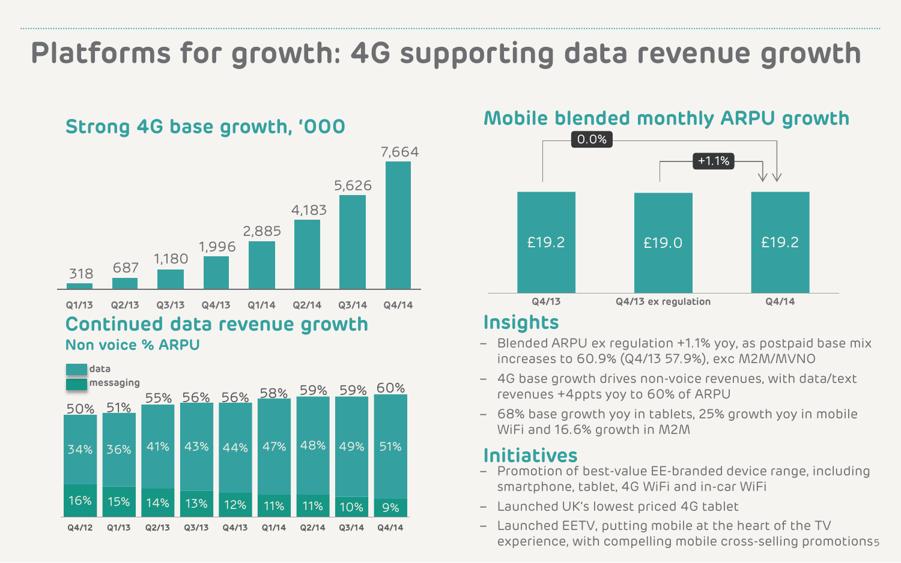# Platforms for growth: 4G supporting data revenue growth

## Strong 4G base growth, '000

| Quarter | Q1/13 | Q2/13 | Q3/13 | Q4/13 | Q1/14 | Q2/14 | Q3/14 | Q4/14 |
|---|---|---|---|---|---|---|---|---|
| 4G base ('000) | 318 | 687 | 1,180 | 1,996 | 2,885 | 4,183 | 5,626 | 7,664 |

## Continued data revenue growth

### Non voice % ARPU

| Quarter | Q4/12 | Q1/13 | Q2/13 | Q3/13 | Q4/13 | Q1/14 | Q2/14 | Q3/14 | Q4/14 |
|---|---|---|---|---|---|---|---|---|---|
| Total | 50% | 51% | 55% | 56% | 56% | 58% | 59% | 59% | 60% |
| data | 34% | 36% | 41% | 43% | 44% | 47% | 48% | 49% | 51% |
| messaging | 16% | 15% | 14% | 13% | 12% | 11% | 11% | 10% | 9% |

## Mobile blended monthly ARPU growth

| | Q4/13 | Q4/13 ex regulation | Q4/14 |
|---|---|---|---|
| ARPU | £19.2 | £19.0 | £19.2 |

- Q4/13 to Q4/14: 0.0%
- Q4/13 ex regulation to Q4/14: +1.1%

## Insights

- Blended ARPU ex regulation +1.1% yoy, as postpaid base mix increases to 60.9% (Q4/13 57.9%), exc M2M/MVNO
- 4G base growth drives non-voice revenues, with data/text revenues +4ppts yoy to 60% of ARPU
- 68% base growth yoy in tablets, 25% growth yoy in mobile WiFi and 16.6% growth in M2M

## Initiatives

- Promotion of best-value EE-branded device range, including smartphone, tablet, 4G WiFi and in-car WiFi
- Launched UK's lowest priced 4G tablet
- Launched EETV, putting mobile at the heart of the TV experience, with compelling mobile cross-selling promotions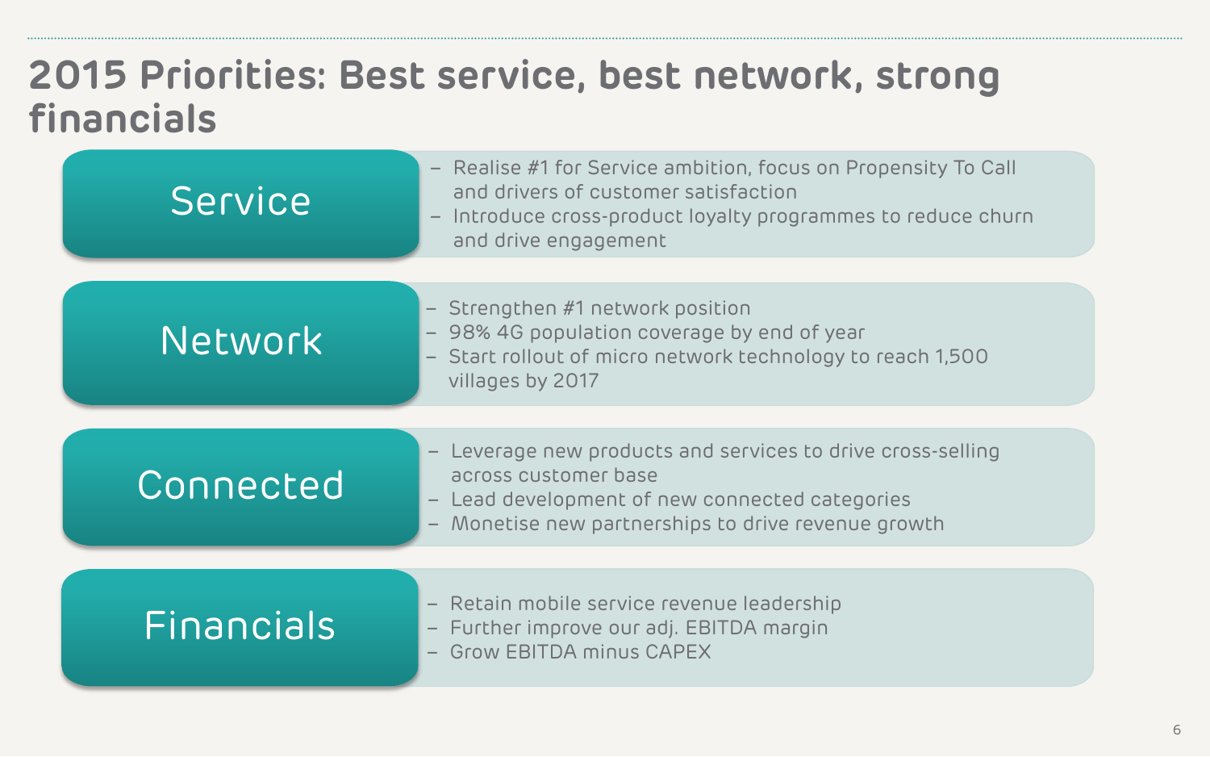# 2015 Priorities: Best service, best network, strong financials

## Service

- Realise #1 for Service ambition, focus on Propensity To Call and drivers of customer satisfaction
- Introduce cross-product loyalty programmes to reduce churn and drive engagement

## Network

- Strengthen #1 network position
- 98% 4G population coverage by end of year
- Start rollout of micro network technology to reach 1,500 villages by 2017

## Connected

- Leverage new products and services to drive cross-selling across customer base
- Lead development of new connected categories
- Monetise new partnerships to drive revenue growth

## Financials

- Retain mobile service revenue leadership
- Further improve our adj. EBITDA margin
- Grow EBITDA minus CAPEX